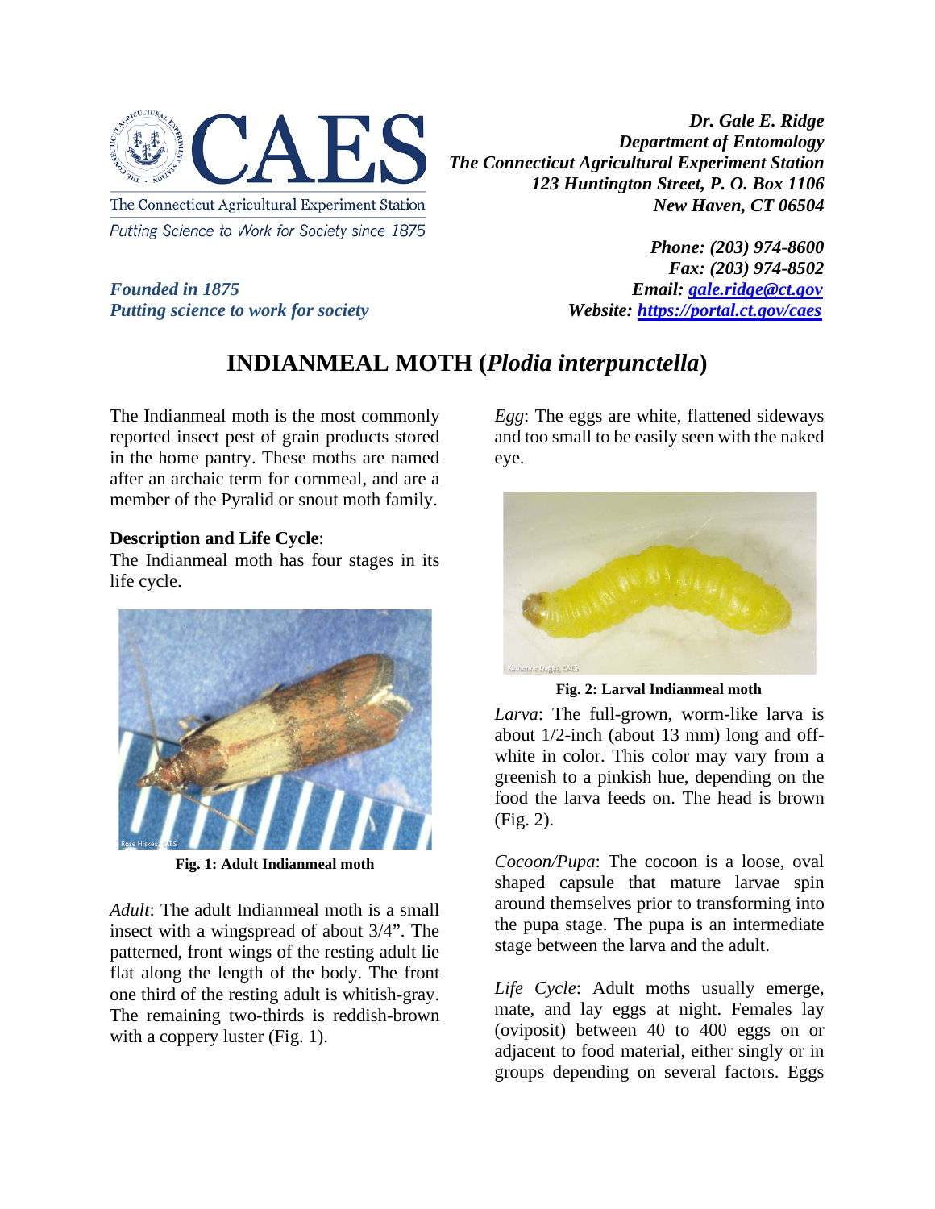The Connecticut Agricultural Experiment Station

*Putting Science to Work for Society since 1875*

***Founded in 1875***
***Putting science to work for society***

***Dr. Gale E. Ridge***
***Department of Entomology***
***The Connecticut Agricultural Experiment Station***
***123 Huntington Street, P. O. Box 1106***
***New Haven, CT 06504***

***Phone: (203) 974-8600***
***Fax: (203) 974-8502***
***Email: gale.ridge@ct.gov***
***Website: https://portal.ct.gov/caes***

# INDIANMEAL MOTH (*Plodia interpunctella*)

The Indianmeal moth is the most commonly reported insect pest of grain products stored in the home pantry. These moths are named after an archaic term for cornmeal, and are a member of the Pyralid or snout moth family.

**Description and Life Cycle**:
The Indianmeal moth has four stages in its life cycle.

**Fig. 1: Adult Indianmeal moth**

*Adult*: The adult Indianmeal moth is a small insect with a wingspread of about 3/4". The patterned, front wings of the resting adult lie flat along the length of the body. The front one third of the resting adult is whitish-gray. The remaining two-thirds is reddish-brown with a coppery luster (Fig. 1).

*Egg*: The eggs are white, flattened sideways and too small to be easily seen with the naked eye.

**Fig. 2: Larval Indianmeal moth**

*Larva*: The full-grown, worm-like larva is about 1/2-inch (about 13 mm) long and off-white in color. This color may vary from a greenish to a pinkish hue, depending on the food the larva feeds on. The head is brown (Fig. 2).

*Cocoon/Pupa*: The cocoon is a loose, oval shaped capsule that mature larvae spin around themselves prior to transforming into the pupa stage. The pupa is an intermediate stage between the larva and the adult.

*Life Cycle*: Adult moths usually emerge, mate, and lay eggs at night. Females lay (oviposit) between 40 to 400 eggs on or adjacent to food material, either singly or in groups depending on several factors. Eggs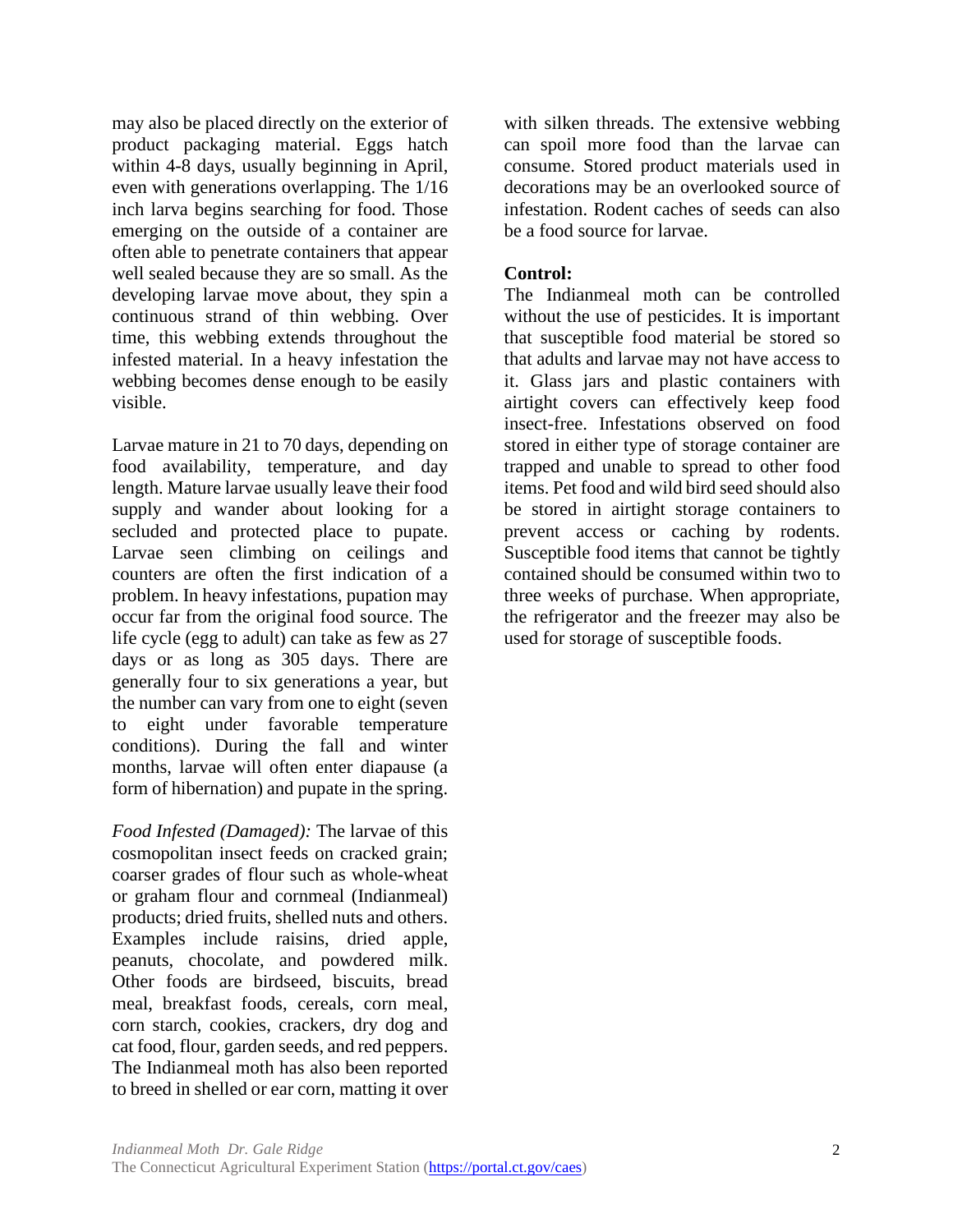may also be placed directly on the exterior of product packaging material. Eggs hatch within 4-8 days, usually beginning in April, even with generations overlapping. The 1/16 inch larva begins searching for food. Those emerging on the outside of a container are often able to penetrate containers that appear well sealed because they are so small. As the developing larvae move about, they spin a continuous strand of thin webbing. Over time, this webbing extends throughout the infested material. In a heavy infestation the webbing becomes dense enough to be easily visible.

Larvae mature in 21 to 70 days, depending on food availability, temperature, and day length. Mature larvae usually leave their food supply and wander about looking for a secluded and protected place to pupate. Larvae seen climbing on ceilings and counters are often the first indication of a problem. In heavy infestations, pupation may occur far from the original food source. The life cycle (egg to adult) can take as few as 27 days or as long as 305 days. There are generally four to six generations a year, but the number can vary from one to eight (seven to eight under favorable temperature conditions). During the fall and winter months, larvae will often enter diapause (a form of hibernation) and pupate in the spring.

*Food Infested (Damaged):* The larvae of this cosmopolitan insect feeds on cracked grain; coarser grades of flour such as whole-wheat or graham flour and cornmeal (Indianmeal) products; dried fruits, shelled nuts and others. Examples include raisins, dried apple, peanuts, chocolate, and powdered milk. Other foods are birdseed, biscuits, bread meal, breakfast foods, cereals, corn meal, corn starch, cookies, crackers, dry dog and cat food, flour, garden seeds, and red peppers. The Indianmeal moth has also been reported to breed in shelled or ear corn, matting it over with silken threads. The extensive webbing can spoil more food than the larvae can consume. Stored product materials used in decorations may be an overlooked source of infestation. Rodent caches of seeds can also be a food source for larvae.

**Control:**

The Indianmeal moth can be controlled without the use of pesticides. It is important that susceptible food material be stored so that adults and larvae may not have access to it. Glass jars and plastic containers with airtight covers can effectively keep food insect-free. Infestations observed on food stored in either type of storage container are trapped and unable to spread to other food items. Pet food and wild bird seed should also be stored in airtight storage containers to prevent access or caching by rodents. Susceptible food items that cannot be tightly contained should be consumed within two to three weeks of purchase. When appropriate, the refrigerator and the freezer may also be used for storage of susceptible foods.